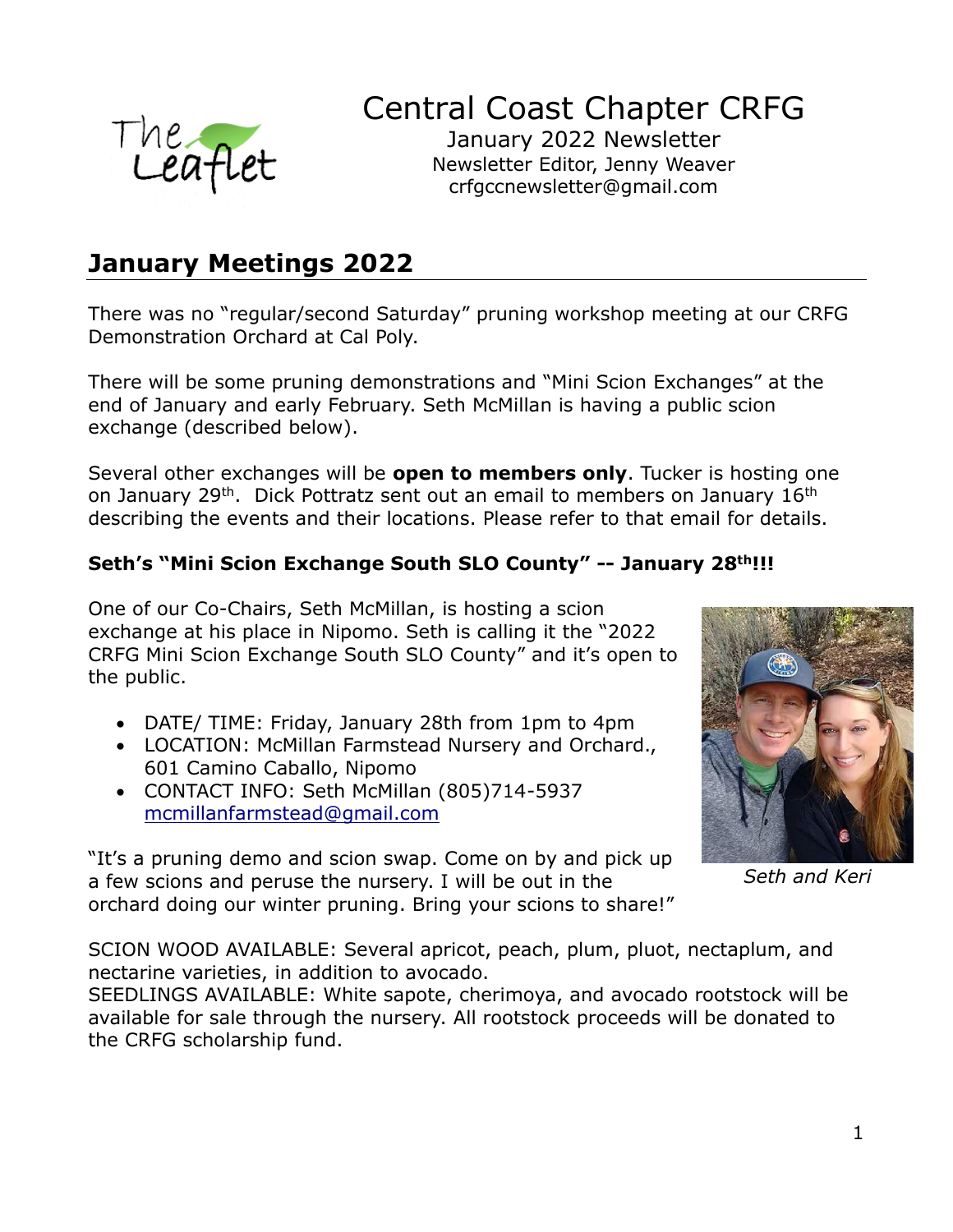# Central Coast Chapter CRFG

January 2022 Newsletter
Newsletter Editor, Jenny Weaver
crfgccnewsletter@gmail.com

## January Meetings 2022

There was no "regular/second Saturday" pruning workshop meeting at our CRFG Demonstration Orchard at Cal Poly.

There will be some pruning demonstrations and "Mini Scion Exchanges" at the end of January and early February. Seth McMillan is having a public scion exchange (described below).

Several other exchanges will be **open to members only**. Tucker is hosting one on January 29th. Dick Pottratz sent out an email to members on January 16th describing the events and their locations. Please refer to that email for details.

### Seth's "Mini Scion Exchange South SLO County" -- January 28th!!!

One of our Co-Chairs, Seth McMillan, is hosting a scion exchange at his place in Nipomo. Seth is calling it the "2022 CRFG Mini Scion Exchange South SLO County" and it's open to the public.

- DATE/ TIME: Friday, January 28th from 1pm to 4pm
- LOCATION: McMillan Farmstead Nursery and Orchard., 601 Camino Caballo, Nipomo
- CONTACT INFO: Seth McMillan (805)714-5937 mcmillanfarmstead@gmail.com

*Seth and Keri*

"It's a pruning demo and scion swap. Come on by and pick up a few scions and peruse the nursery. I will be out in the orchard doing our winter pruning. Bring your scions to share!"

SCION WOOD AVAILABLE: Several apricot, peach, plum, pluot, nectaplum, and nectarine varieties, in addition to avocado.
SEEDLINGS AVAILABLE: White sapote, cherimoya, and avocado rootstock will be available for sale through the nursery. All rootstock proceeds will be donated to the CRFG scholarship fund.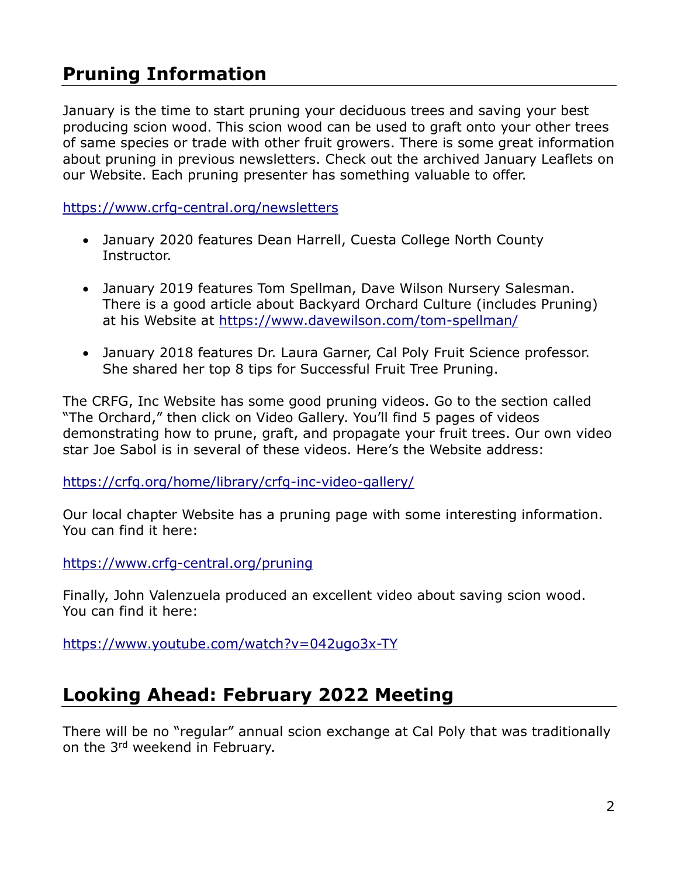## Pruning Information

January is the time to start pruning your deciduous trees and saving your best producing scion wood. This scion wood can be used to graft onto your other trees of same species or trade with other fruit growers. There is some great information about pruning in previous newsletters. Check out the archived January Leaflets on our Website. Each pruning presenter has something valuable to offer.

https://www.crfg-central.org/newsletters

- January 2020 features Dean Harrell, Cuesta College North County Instructor.
- January 2019 features Tom Spellman, Dave Wilson Nursery Salesman. There is a good article about Backyard Orchard Culture (includes Pruning) at his Website at https://www.davewilson.com/tom-spellman/
- January 2018 features Dr. Laura Garner, Cal Poly Fruit Science professor. She shared her top 8 tips for Successful Fruit Tree Pruning.

The CRFG, Inc Website has some good pruning videos. Go to the section called "The Orchard," then click on Video Gallery. You'll find 5 pages of videos demonstrating how to prune, graft, and propagate your fruit trees. Our own video star Joe Sabol is in several of these videos. Here's the Website address:

https://crfg.org/home/library/crfg-inc-video-gallery/

Our local chapter Website has a pruning page with some interesting information. You can find it here:

https://www.crfg-central.org/pruning

Finally, John Valenzuela produced an excellent video about saving scion wood. You can find it here:

https://www.youtube.com/watch?v=042ugo3x-TY

## Looking Ahead: February 2022 Meeting

There will be no "regular" annual scion exchange at Cal Poly that was traditionally on the 3rd weekend in February.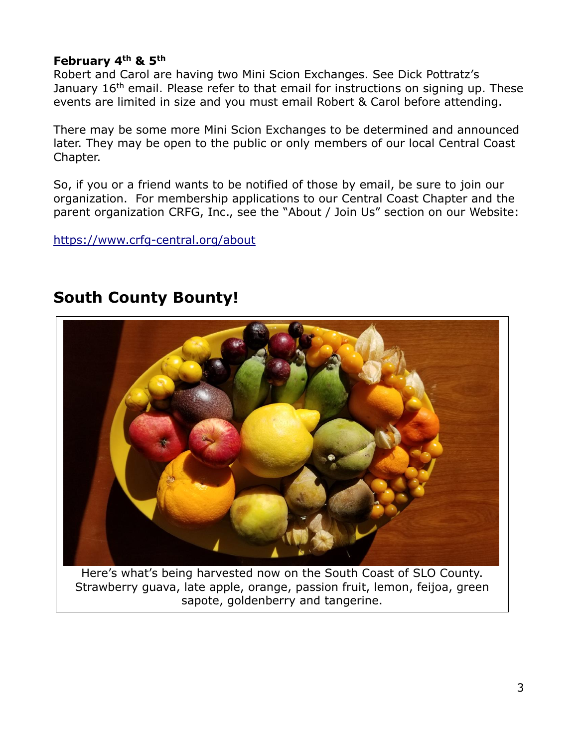**February 4th & 5th**

Robert and Carol are having two Mini Scion Exchanges. See Dick Pottratz's January 16th email. Please refer to that email for instructions on signing up. These events are limited in size and you must email Robert & Carol before attending.

There may be some more Mini Scion Exchanges to be determined and announced later. They may be open to the public or only members of our local Central Coast Chapter.

So, if you or a friend wants to be notified of those by email, be sure to join our organization. For membership applications to our Central Coast Chapter and the parent organization CRFG, Inc., see the "About / Join Us" section on our Website:

https://www.crfg-central.org/about

## South County Bounty!

Here's what's being harvested now on the South Coast of SLO County. Strawberry guava, late apple, orange, passion fruit, lemon, feijoa, green sapote, goldenberry and tangerine.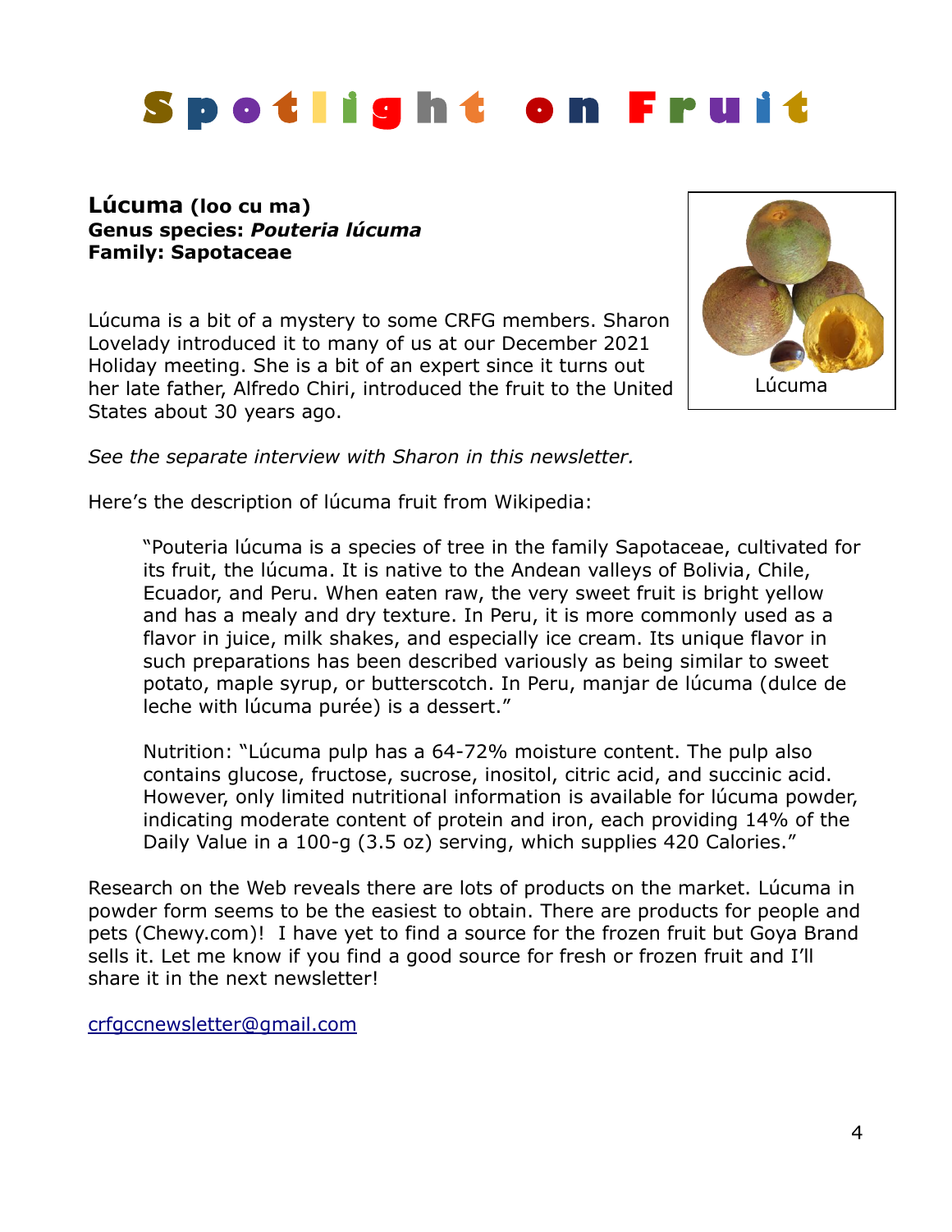# Spotlight on Fruit

**Lúcuma (loo cu ma)**
**Genus species: *Pouteria lúcuma***
**Family: Sapotaceae**

Lúcuma

Lúcuma is a bit of a mystery to some CRFG members. Sharon Lovelady introduced it to many of us at our December 2021 Holiday meeting. She is a bit of an expert since it turns out her late father, Alfredo Chiri, introduced the fruit to the United States about 30 years ago.

*See the separate interview with Sharon in this newsletter.*

Here's the description of lúcuma fruit from Wikipedia:

> "Pouteria lúcuma is a species of tree in the family Sapotaceae, cultivated for its fruit, the lúcuma. It is native to the Andean valleys of Bolivia, Chile, Ecuador, and Peru. When eaten raw, the very sweet fruit is bright yellow and has a mealy and dry texture. In Peru, it is more commonly used as a flavor in juice, milk shakes, and especially ice cream. Its unique flavor in such preparations has been described variously as being similar to sweet potato, maple syrup, or butterscotch. In Peru, manjar de lúcuma (dulce de leche with lúcuma purée) is a dessert."
>
> Nutrition: "Lúcuma pulp has a 64-72% moisture content. The pulp also contains glucose, fructose, sucrose, inositol, citric acid, and succinic acid. However, only limited nutritional information is available for lúcuma powder, indicating moderate content of protein and iron, each providing 14% of the Daily Value in a 100-g (3.5 oz) serving, which supplies 420 Calories."

Research on the Web reveals there are lots of products on the market. Lúcuma in powder form seems to be the easiest to obtain. There are products for people and pets (Chewy.com)! I have yet to find a source for the frozen fruit but Goya Brand sells it. Let me know if you find a good source for fresh or frozen fruit and I'll share it in the next newsletter!

crfgccnewsletter@gmail.com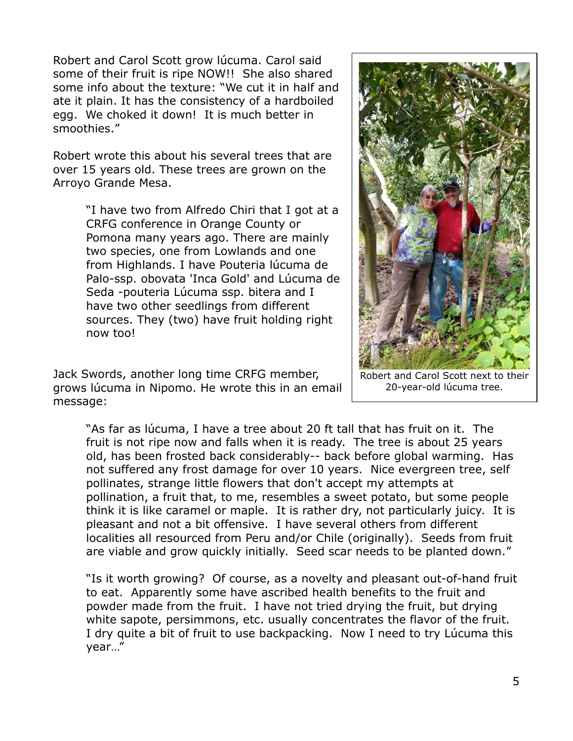Robert and Carol Scott grow lúcuma. Carol said some of their fruit is ripe NOW!! She also shared some info about the texture: "We cut it in half and ate it plain. It has the consistency of a hardboiled egg. We choked it down! It is much better in smoothies."

Robert wrote this about his several trees that are over 15 years old. These trees are grown on the Arroyo Grande Mesa.

> "I have two from Alfredo Chiri that I got at a CRFG conference in Orange County or Pomona many years ago. There are mainly two species, one from Lowlands and one from Highlands. I have Pouteria lúcuma de Palo-ssp. obovata 'Inca Gold' and Lúcuma de Seda -pouteria Lúcuma ssp. bitera and I have two other seedlings from different sources. They (two) have fruit holding right now too!

Robert and Carol Scott next to their 20-year-old lúcuma tree.

Jack Swords, another long time CRFG member, grows lúcuma in Nipomo. He wrote this in an email message:

> "As far as lúcuma, I have a tree about 20 ft tall that has fruit on it. The fruit is not ripe now and falls when it is ready. The tree is about 25 years old, has been frosted back considerably-- back before global warming. Has not suffered any frost damage for over 10 years. Nice evergreen tree, self pollinates, strange little flowers that don't accept my attempts at pollination, a fruit that, to me, resembles a sweet potato, but some people think it is like caramel or maple. It is rather dry, not particularly juicy. It is pleasant and not a bit offensive. I have several others from different localities all resourced from Peru and/or Chile (originally). Seeds from fruit are viable and grow quickly initially. Seed scar needs to be planted down."
>
> "Is it worth growing? Of course, as a novelty and pleasant out-of-hand fruit to eat. Apparently some have ascribed health benefits to the fruit and powder made from the fruit. I have not tried drying the fruit, but drying white sapote, persimmons, etc. usually concentrates the flavor of the fruit. I dry quite a bit of fruit to use backpacking. Now I need to try Lúcuma this year…"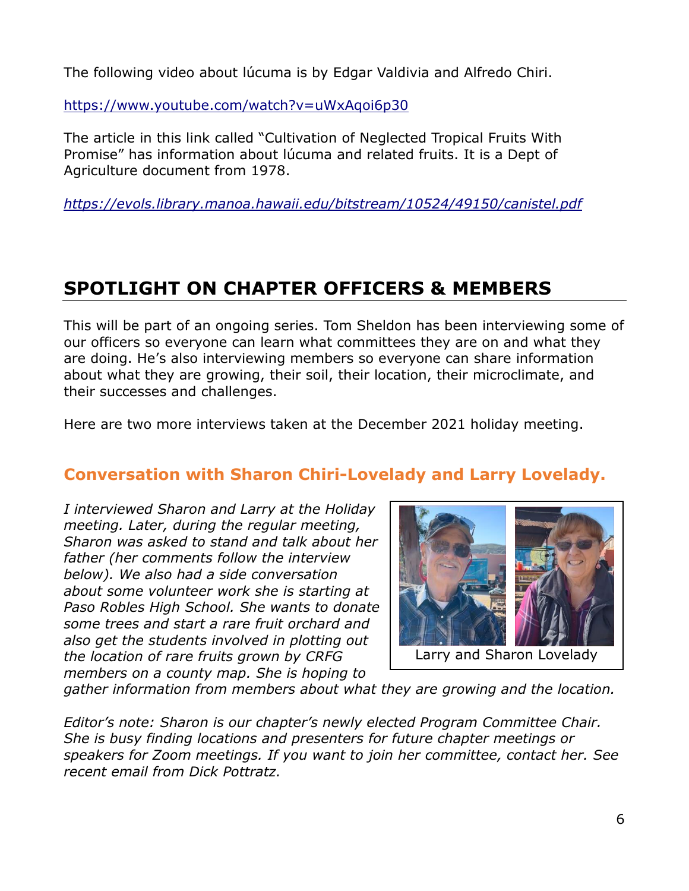The following video about lúcuma is by Edgar Valdivia and Alfredo Chiri.

https://www.youtube.com/watch?v=uWxAqoi6p30

The article in this link called "Cultivation of Neglected Tropical Fruits With Promise" has information about lúcuma and related fruits. It is a Dept of Agriculture document from 1978.

*https://evols.library.manoa.hawaii.edu/bitstream/10524/49150/canistel.pdf*

## SPOTLIGHT ON CHAPTER OFFICERS & MEMBERS

This will be part of an ongoing series. Tom Sheldon has been interviewing some of our officers so everyone can learn what committees they are on and what they are doing. He's also interviewing members so everyone can share information about what they are growing, their soil, their location, their microclimate, and their successes and challenges.

Here are two more interviews taken at the December 2021 holiday meeting.

### Conversation with Sharon Chiri-Lovelady and Larry Lovelady.

*I interviewed Sharon and Larry at the Holiday meeting. Later, during the regular meeting, Sharon was asked to stand and talk about her father (her comments follow the interview below). We also had a side conversation about some volunteer work she is starting at Paso Robles High School. She wants to donate some trees and start a rare fruit orchard and also get the students involved in plotting out the location of rare fruits grown by CRFG members on a county map. She is hoping to gather information from members about what they are growing and the location.*

Larry and Sharon Lovelady

*Editor's note: Sharon is our chapter's newly elected Program Committee Chair. She is busy finding locations and presenters for future chapter meetings or speakers for Zoom meetings. If you want to join her committee, contact her. See recent email from Dick Pottratz.*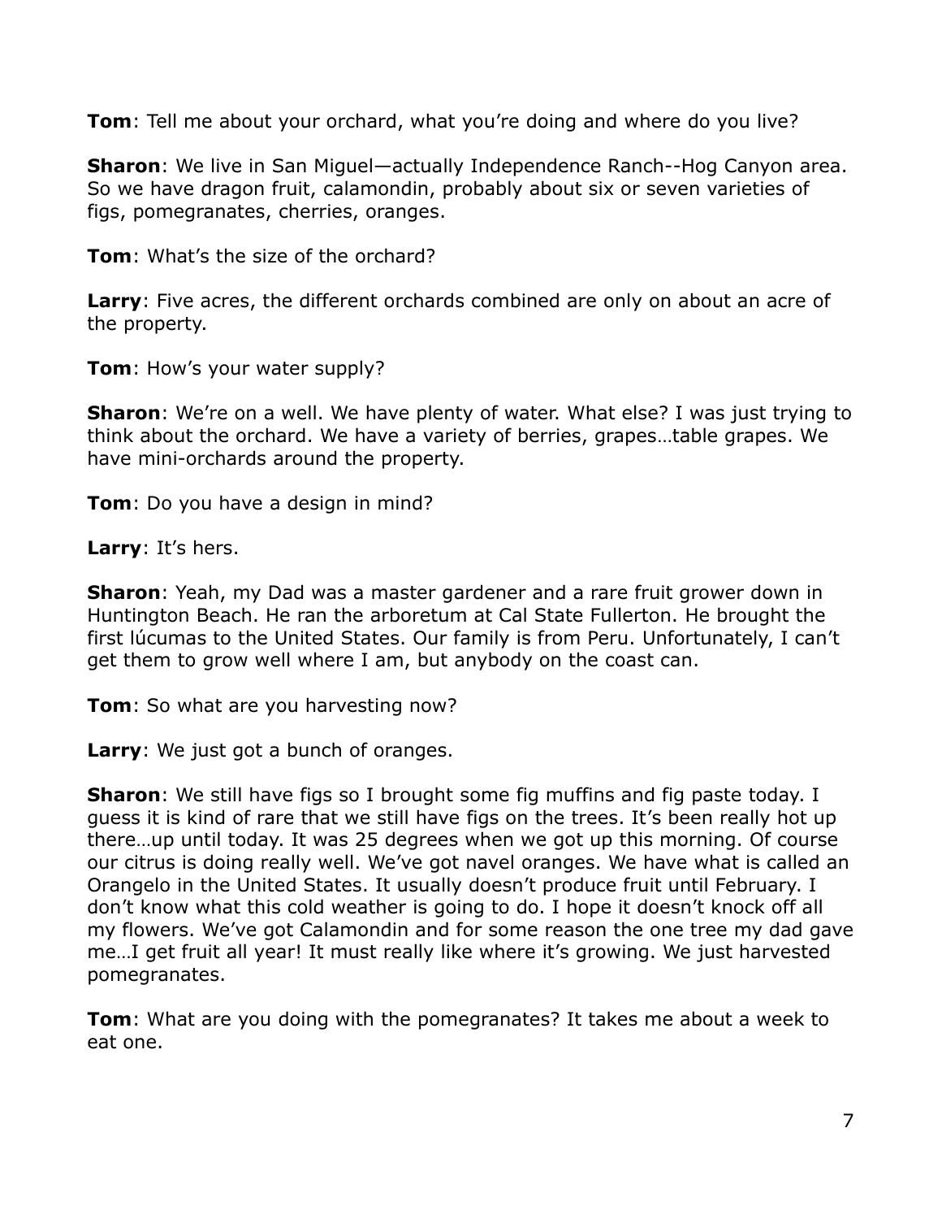**Tom**: Tell me about your orchard, what you're doing and where do you live?

**Sharon**: We live in San Miguel—actually Independence Ranch--Hog Canyon area. So we have dragon fruit, calamondin, probably about six or seven varieties of figs, pomegranates, cherries, oranges.

**Tom**: What's the size of the orchard?

**Larry**: Five acres, the different orchards combined are only on about an acre of the property.

**Tom**: How's your water supply?

**Sharon**: We're on a well. We have plenty of water. What else? I was just trying to think about the orchard. We have a variety of berries, grapes…table grapes. We have mini-orchards around the property.

**Tom**: Do you have a design in mind?

**Larry**: It's hers.

**Sharon**: Yeah, my Dad was a master gardener and a rare fruit grower down in Huntington Beach. He ran the arboretum at Cal State Fullerton. He brought the first lúcumas to the United States. Our family is from Peru. Unfortunately, I can't get them to grow well where I am, but anybody on the coast can.

**Tom**: So what are you harvesting now?

**Larry**: We just got a bunch of oranges.

**Sharon**: We still have figs so I brought some fig muffins and fig paste today. I guess it is kind of rare that we still have figs on the trees. It's been really hot up there…up until today. It was 25 degrees when we got up this morning. Of course our citrus is doing really well. We've got navel oranges. We have what is called an Orangelo in the United States. It usually doesn't produce fruit until February. I don't know what this cold weather is going to do. I hope it doesn't knock off all my flowers. We've got Calamondin and for some reason the one tree my dad gave me…I get fruit all year! It must really like where it's growing. We just harvested pomegranates.

**Tom**: What are you doing with the pomegranates? It takes me about a week to eat one.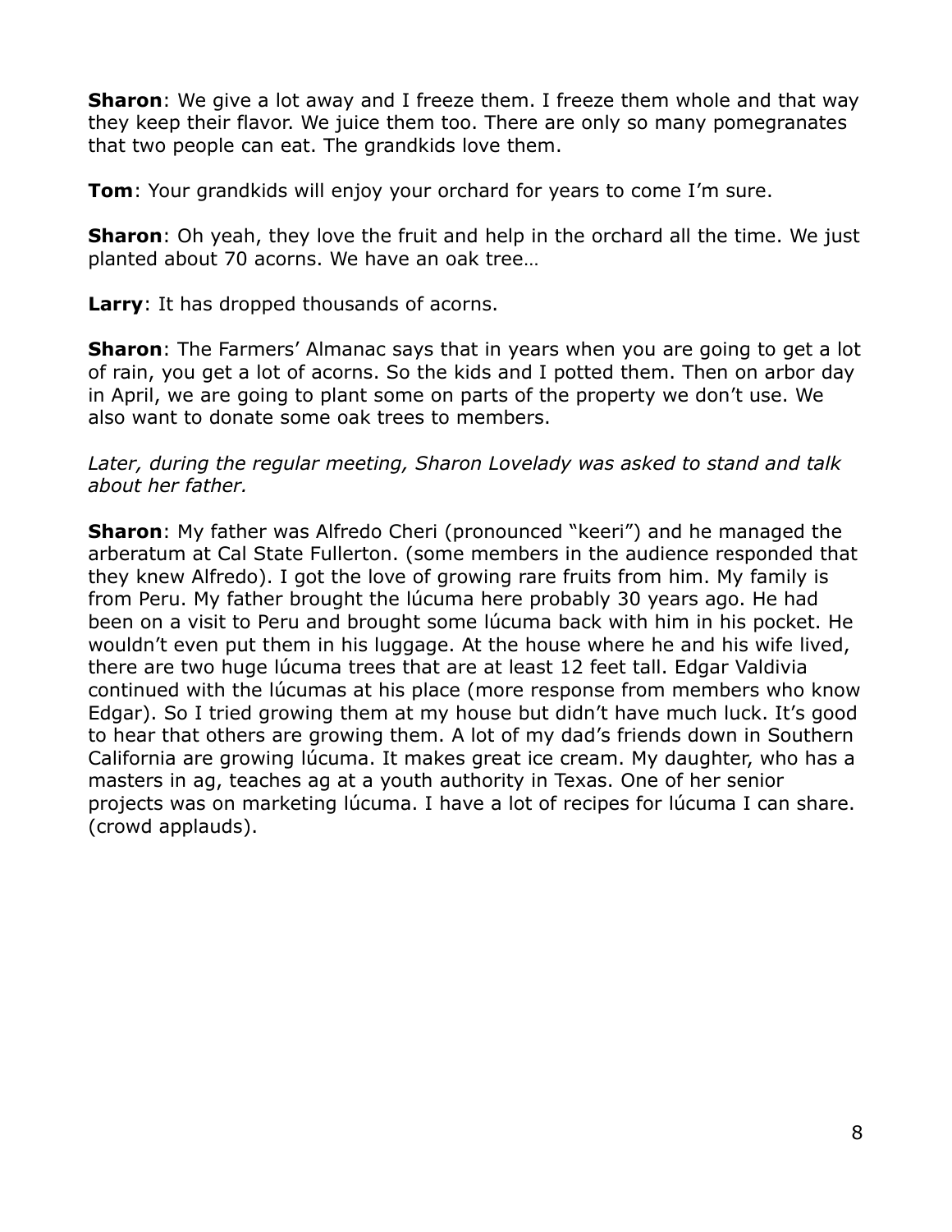**Sharon**: We give a lot away and I freeze them. I freeze them whole and that way they keep their flavor. We juice them too. There are only so many pomegranates that two people can eat. The grandkids love them.

**Tom**: Your grandkids will enjoy your orchard for years to come I'm sure.

**Sharon**: Oh yeah, they love the fruit and help in the orchard all the time. We just planted about 70 acorns. We have an oak tree…

**Larry**: It has dropped thousands of acorns.

**Sharon**: The Farmers' Almanac says that in years when you are going to get a lot of rain, you get a lot of acorns. So the kids and I potted them. Then on arbor day in April, we are going to plant some on parts of the property we don't use. We also want to donate some oak trees to members.

*Later, during the regular meeting, Sharon Lovelady was asked to stand and talk about her father.*

**Sharon**: My father was Alfredo Cheri (pronounced "keeri") and he managed the arberatum at Cal State Fullerton. (some members in the audience responded that they knew Alfredo). I got the love of growing rare fruits from him. My family is from Peru. My father brought the lúcuma here probably 30 years ago. He had been on a visit to Peru and brought some lúcuma back with him in his pocket. He wouldn't even put them in his luggage. At the house where he and his wife lived, there are two huge lúcuma trees that are at least 12 feet tall. Edgar Valdivia continued with the lúcumas at his place (more response from members who know Edgar). So I tried growing them at my house but didn't have much luck. It's good to hear that others are growing them. A lot of my dad's friends down in Southern California are growing lúcuma. It makes great ice cream. My daughter, who has a masters in ag, teaches ag at a youth authority in Texas. One of her senior projects was on marketing lúcuma. I have a lot of recipes for lúcuma I can share. (crowd applauds).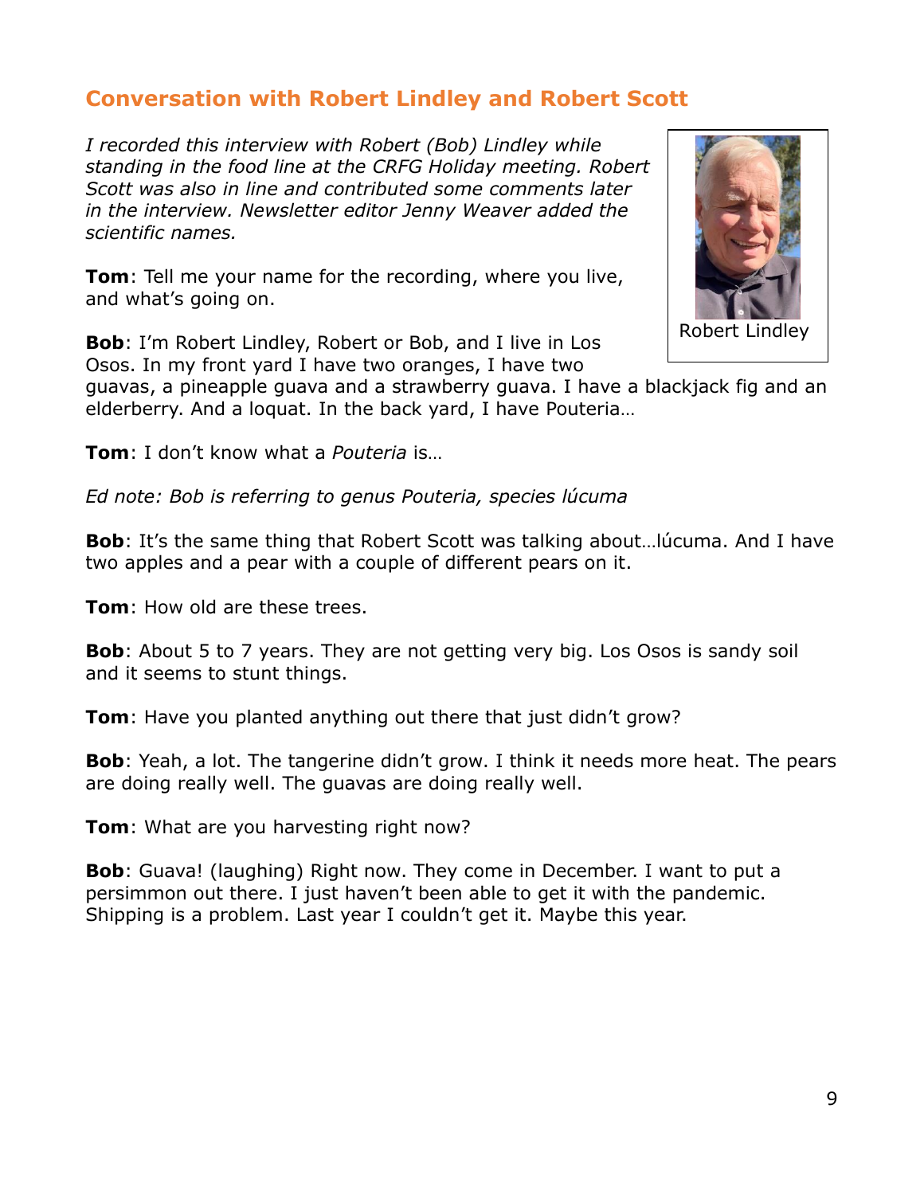## Conversation with Robert Lindley and Robert Scott

*I recorded this interview with Robert (Bob) Lindley while standing in the food line at the CRFG Holiday meeting. Robert Scott was also in line and contributed some comments later in the interview. Newsletter editor Jenny Weaver added the scientific names.*

Robert Lindley

**Tom**: Tell me your name for the recording, where you live, and what's going on.

**Bob**: I'm Robert Lindley, Robert or Bob, and I live in Los Osos. In my front yard I have two oranges, I have two guavas, a pineapple guava and a strawberry guava. I have a blackjack fig and an elderberry. And a loquat. In the back yard, I have Pouteria…

**Tom**: I don't know what a *Pouteria* is…

*Ed note: Bob is referring to genus Pouteria, species lúcuma*

**Bob**: It's the same thing that Robert Scott was talking about…lúcuma. And I have two apples and a pear with a couple of different pears on it.

**Tom**: How old are these trees.

**Bob**: About 5 to 7 years. They are not getting very big. Los Osos is sandy soil and it seems to stunt things.

**Tom**: Have you planted anything out there that just didn't grow?

**Bob**: Yeah, a lot. The tangerine didn't grow. I think it needs more heat. The pears are doing really well. The guavas are doing really well.

**Tom**: What are you harvesting right now?

**Bob**: Guava! (laughing) Right now. They come in December. I want to put a persimmon out there. I just haven't been able to get it with the pandemic. Shipping is a problem. Last year I couldn't get it. Maybe this year.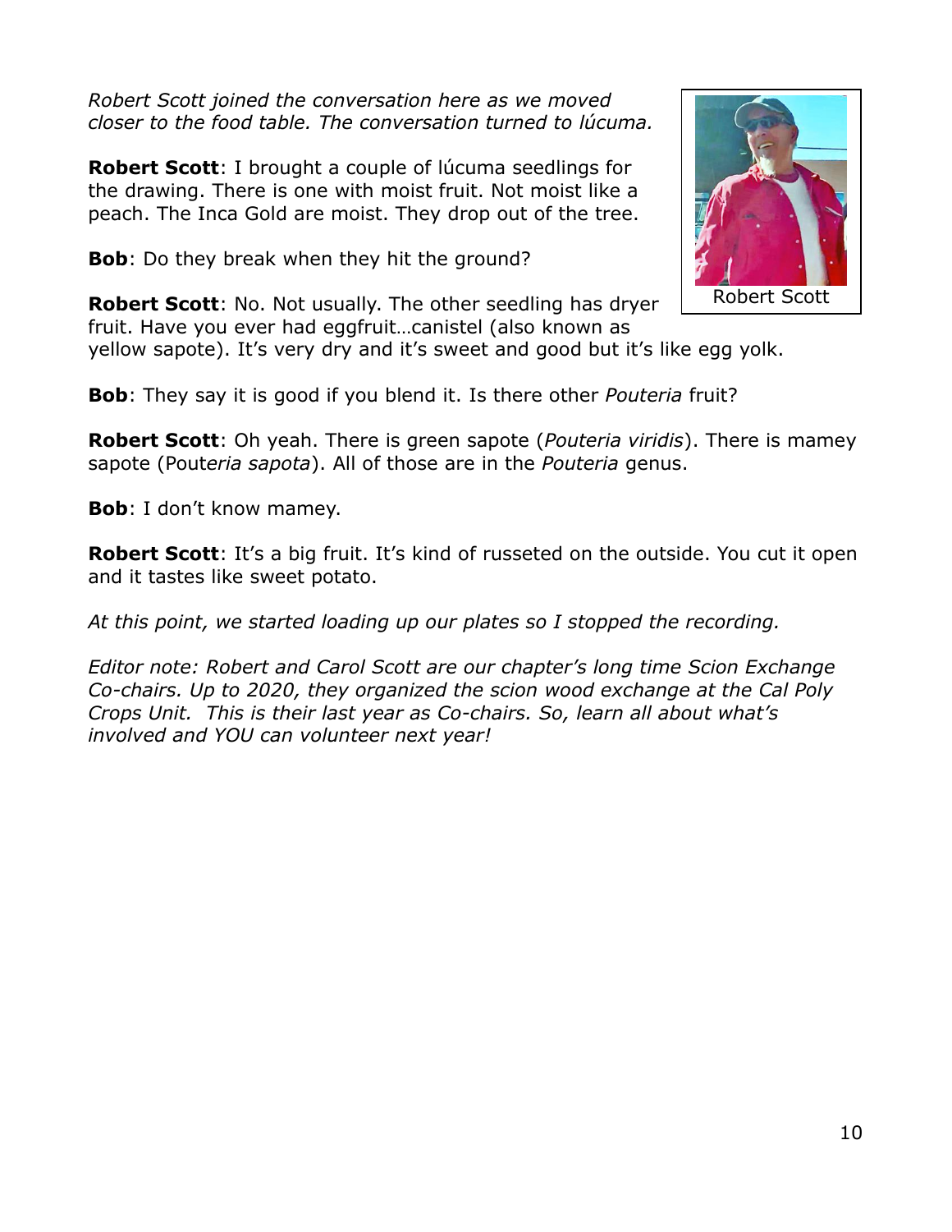*Robert Scott joined the conversation here as we moved closer to the food table. The conversation turned to lúcuma.*

**Robert Scott**: I brought a couple of lúcuma seedlings for the drawing. There is one with moist fruit. Not moist like a peach. The Inca Gold are moist. They drop out of the tree.

**Bob**: Do they break when they hit the ground?

**Robert Scott**: No. Not usually. The other seedling has dryer fruit. Have you ever had eggfruit…canistel (also known as yellow sapote). It's very dry and it's sweet and good but it's like egg yolk.

Robert Scott

**Bob**: They say it is good if you blend it. Is there other *Pouteria* fruit?

**Robert Scott**: Oh yeah. There is green sapote (*Pouteria viridis*). There is mamey sapote (Pout*eria sapota*). All of those are in the *Pouteria* genus.

**Bob**: I don't know mamey.

**Robert Scott**: It's a big fruit. It's kind of russeted on the outside. You cut it open and it tastes like sweet potato.

*At this point, we started loading up our plates so I stopped the recording.*

*Editor note: Robert and Carol Scott are our chapter's long time Scion Exchange Co-chairs. Up to 2020, they organized the scion wood exchange at the Cal Poly Crops Unit. This is their last year as Co-chairs. So, learn all about what's involved and YOU can volunteer next year!*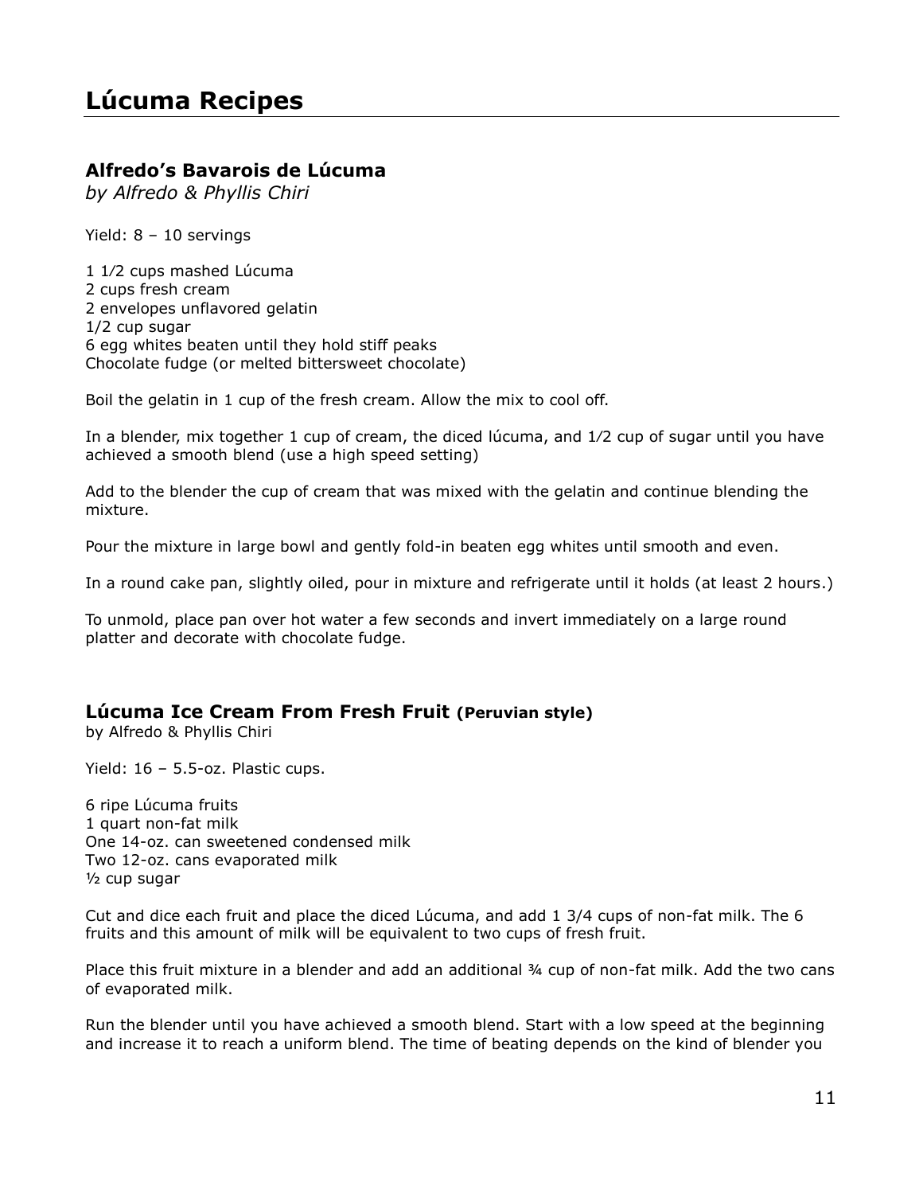# Lúcuma Recipes

## Alfredo's Bavarois de Lúcuma

*by Alfredo & Phyllis Chiri*

Yield: 8 – 10 servings

1 1/2 cups mashed Lúcuma
2 cups fresh cream
2 envelopes unflavored gelatin
1/2 cup sugar
6 egg whites beaten until they hold stiff peaks
Chocolate fudge (or melted bittersweet chocolate)

Boil the gelatin in 1 cup of the fresh cream. Allow the mix to cool off.

In a blender, mix together 1 cup of cream, the diced lúcuma, and 1/2 cup of sugar until you have achieved a smooth blend (use a high speed setting)

Add to the blender the cup of cream that was mixed with the gelatin and continue blending the mixture.

Pour the mixture in large bowl and gently fold-in beaten egg whites until smooth and even.

In a round cake pan, slightly oiled, pour in mixture and refrigerate until it holds (at least 2 hours.)

To unmold, place pan over hot water a few seconds and invert immediately on a large round platter and decorate with chocolate fudge.

## Lúcuma Ice Cream From Fresh Fruit **(Peruvian style)**

by Alfredo & Phyllis Chiri

Yield: 16 – 5.5-oz. Plastic cups.

6 ripe Lúcuma fruits
1 quart non-fat milk
One 14-oz. can sweetened condensed milk
Two 12-oz. cans evaporated milk
½ cup sugar

Cut and dice each fruit and place the diced Lúcuma, and add 1 3/4 cups of non-fat milk. The 6 fruits and this amount of milk will be equivalent to two cups of fresh fruit.

Place this fruit mixture in a blender and add an additional ¾ cup of non-fat milk. Add the two cans of evaporated milk.

Run the blender until you have achieved a smooth blend. Start with a low speed at the beginning and increase it to reach a uniform blend. The time of beating depends on the kind of blender you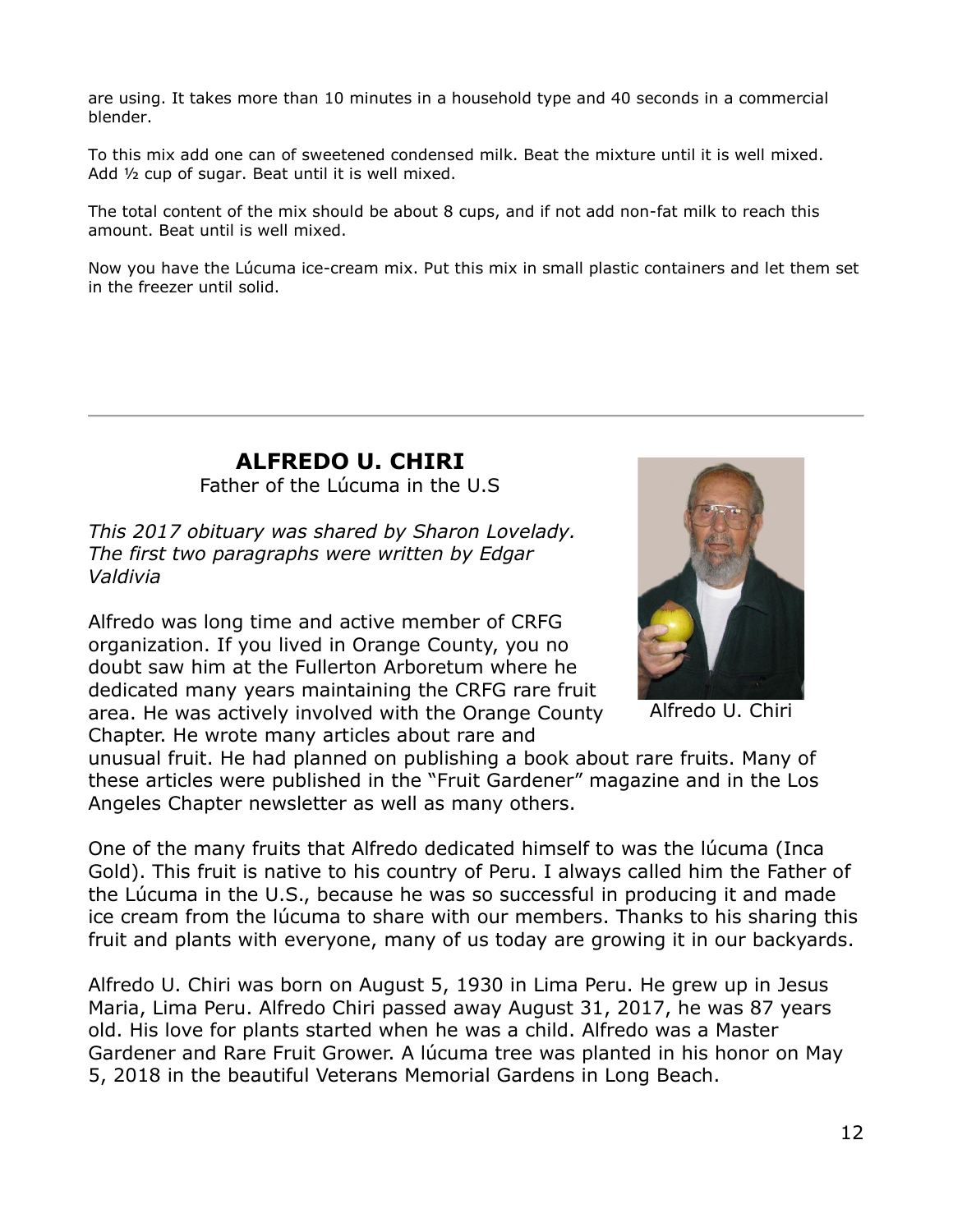are using. It takes more than 10 minutes in a household type and 40 seconds in a commercial blender.

To this mix add one can of sweetened condensed milk. Beat the mixture until it is well mixed. Add ½ cup of sugar. Beat until it is well mixed.

The total content of the mix should be about 8 cups, and if not add non-fat milk to reach this amount. Beat until is well mixed.

Now you have the Lúcuma ice-cream mix. Put this mix in small plastic containers and let them set in the freezer until solid.

---

## ALFREDO U. CHIRI

Father of the Lúcuma in the U.S

*This 2017 obituary was shared by Sharon Lovelady. The first two paragraphs were written by Edgar Valdivia*

Alfredo U. Chiri

Alfredo was long time and active member of CRFG organization. If you lived in Orange County, you no doubt saw him at the Fullerton Arboretum where he dedicated many years maintaining the CRFG rare fruit area. He was actively involved with the Orange County Chapter. He wrote many articles about rare and unusual fruit. He had planned on publishing a book about rare fruits. Many of these articles were published in the "Fruit Gardener" magazine and in the Los Angeles Chapter newsletter as well as many others.

One of the many fruits that Alfredo dedicated himself to was the lúcuma (Inca Gold). This fruit is native to his country of Peru. I always called him the Father of the Lúcuma in the U.S., because he was so successful in producing it and made ice cream from the lúcuma to share with our members. Thanks to his sharing this fruit and plants with everyone, many of us today are growing it in our backyards.

Alfredo U. Chiri was born on August 5, 1930 in Lima Peru. He grew up in Jesus Maria, Lima Peru. Alfredo Chiri passed away August 31, 2017, he was 87 years old. His love for plants started when he was a child. Alfredo was a Master Gardener and Rare Fruit Grower. A lúcuma tree was planted in his honor on May 5, 2018 in the beautiful Veterans Memorial Gardens in Long Beach.